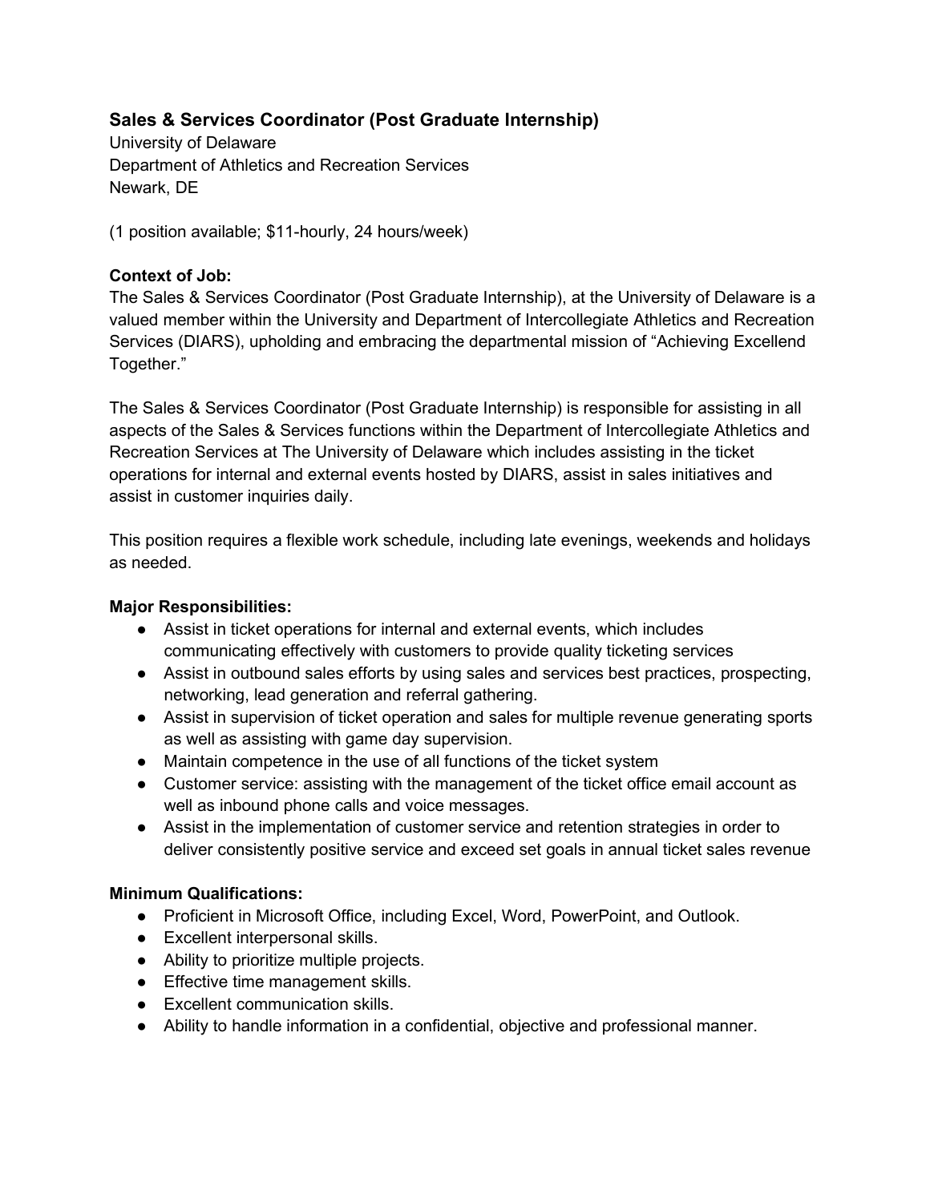### Sales & Services Coordinator (Post Graduate Internship)

University of Delaware
Department of Athletics and Recreation Services
Newark, DE

(1 position available; $11-hourly, 24 hours/week)

**Context of Job:**

The Sales & Services Coordinator (Post Graduate Internship), at the University of Delaware is a valued member within the University and Department of Intercollegiate Athletics and Recreation Services (DIARS), upholding and embracing the departmental mission of "Achieving Excellend Together."

The Sales & Services Coordinator (Post Graduate Internship) is responsible for assisting in all aspects of the Sales & Services functions within the Department of Intercollegiate Athletics and Recreation Services at The University of Delaware which includes assisting in the ticket operations for internal and external events hosted by DIARS, assist in sales initiatives and assist in customer inquiries daily.

This position requires a flexible work schedule, including late evenings, weekends and holidays as needed.

**Major Responsibilities:**

- Assist in ticket operations for internal and external events, which includes communicating effectively with customers to provide quality ticketing services
- Assist in outbound sales efforts by using sales and services best practices, prospecting, networking, lead generation and referral gathering.
- Assist in supervision of ticket operation and sales for multiple revenue generating sports as well as assisting with game day supervision.
- Maintain competence in the use of all functions of the ticket system
- Customer service: assisting with the management of the ticket office email account as well as inbound phone calls and voice messages.
- Assist in the implementation of customer service and retention strategies in order to deliver consistently positive service and exceed set goals in annual ticket sales revenue

**Minimum Qualifications:**

- Proficient in Microsoft Office, including Excel, Word, PowerPoint, and Outlook.
- Excellent interpersonal skills.
- Ability to prioritize multiple projects.
- Effective time management skills.
- Excellent communication skills.
- Ability to handle information in a confidential, objective and professional manner.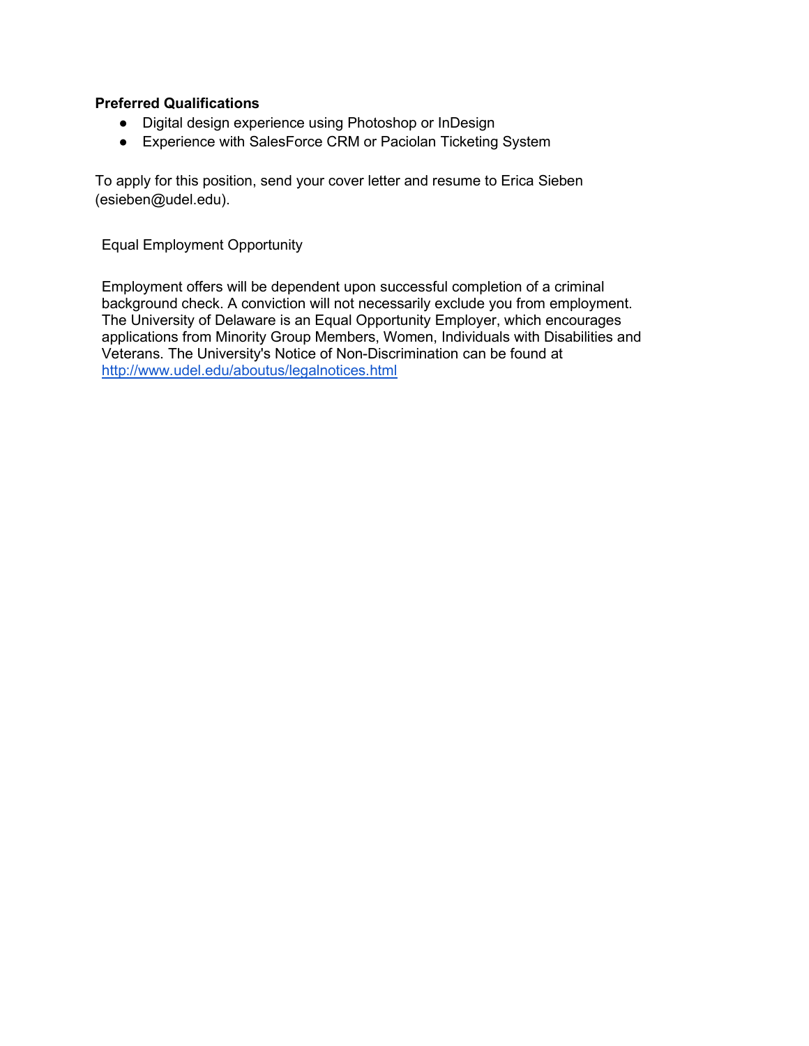**Preferred Qualifications**

- Digital design experience using Photoshop or InDesign
- Experience with SalesForce CRM or Paciolan Ticketing System

To apply for this position, send your cover letter and resume to Erica Sieben (esieben@udel.edu).

Equal Employment Opportunity

Employment offers will be dependent upon successful completion of a criminal background check. A conviction will not necessarily exclude you from employment. The University of Delaware is an Equal Opportunity Employer, which encourages applications from Minority Group Members, Women, Individuals with Disabilities and Veterans. The University's Notice of Non-Discrimination can be found at [http://www.udel.edu/aboutus/legalnotices.html](http://www.udel.edu/aboutus/legalnotices.html)